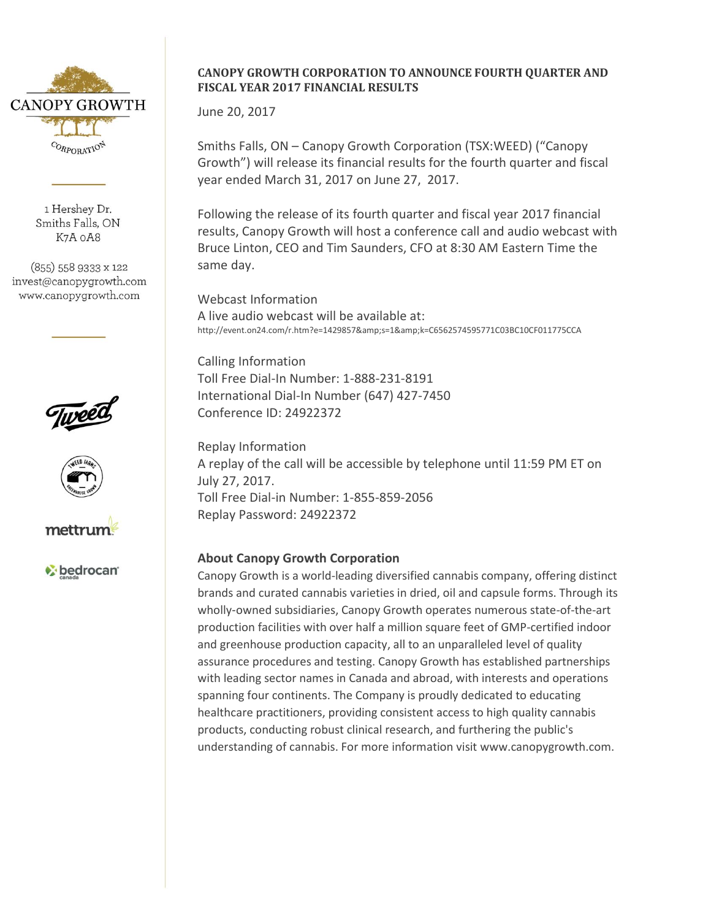CANOPY GROWTH CORPORATION

1 Hershey Dr.
Smiths Falls, ON
K7A 0A8

(855) 558 9333 x 122
invest@canopygrowth.com
www.canopygrowth.com

# CANOPY GROWTH CORPORATION TO ANNOUNCE FOURTH QUARTER AND FISCAL YEAR 2017 FINANCIAL RESULTS

June 20, 2017

Smiths Falls, ON – Canopy Growth Corporation (TSX:WEED) ("Canopy Growth") will release its financial results for the fourth quarter and fiscal year ended March 31, 2017 on June 27, 2017.

Following the release of its fourth quarter and fiscal year 2017 financial results, Canopy Growth will host a conference call and audio webcast with Bruce Linton, CEO and Tim Saunders, CFO at 8:30 AM Eastern Time the same day.

Webcast Information
A live audio webcast will be available at:
http://event.on24.com/r.htm?e=1429857&amp;s=1&amp;k=C6562574595771C03BC10CF011775CCA

Calling Information
Toll Free Dial-In Number: 1-888-231-8191
International Dial-In Number (647) 427-7450
Conference ID: 24922372

Replay Information
A replay of the call will be accessible by telephone until 11:59 PM ET on July 27, 2017.
Toll Free Dial-in Number: 1-855-859-2056
Replay Password: 24922372

## About Canopy Growth Corporation

Canopy Growth is a world-leading diversified cannabis company, offering distinct brands and curated cannabis varieties in dried, oil and capsule forms. Through its wholly-owned subsidiaries, Canopy Growth operates numerous state-of-the-art production facilities with over half a million square feet of GMP-certified indoor and greenhouse production capacity, all to an unparalleled level of quality assurance procedures and testing. Canopy Growth has established partnerships with leading sector names in Canada and abroad, with interests and operations spanning four continents. The Company is proudly dedicated to educating healthcare practitioners, providing consistent access to high quality cannabis products, conducting robust clinical research, and furthering the public's understanding of cannabis. For more information visit www.canopygrowth.com.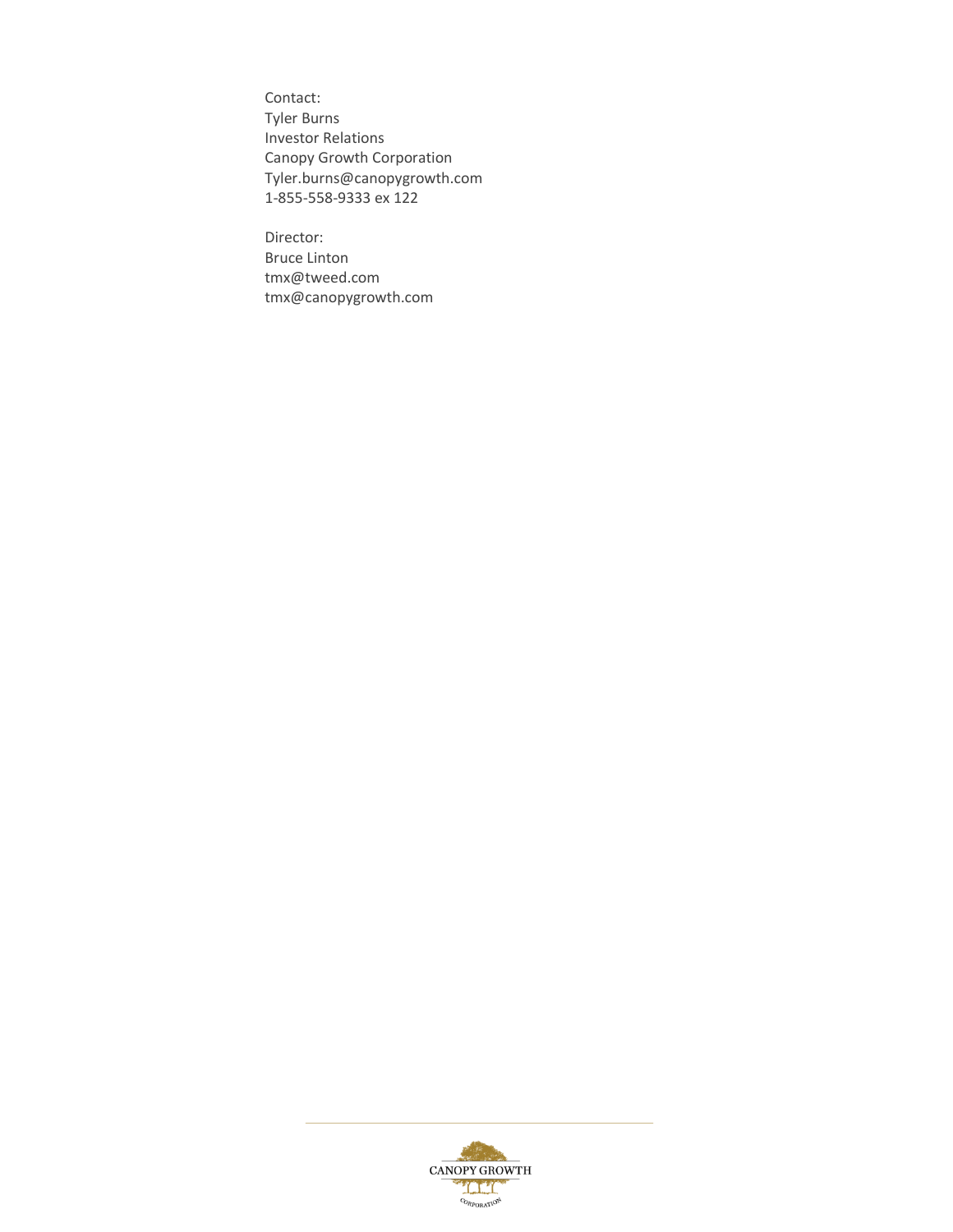Contact:
Tyler Burns
Investor Relations
Canopy Growth Corporation
Tyler.burns@canopygrowth.com
1-855-558-9333 ex 122

Director:
Bruce Linton
tmx@tweed.com
tmx@canopygrowth.com